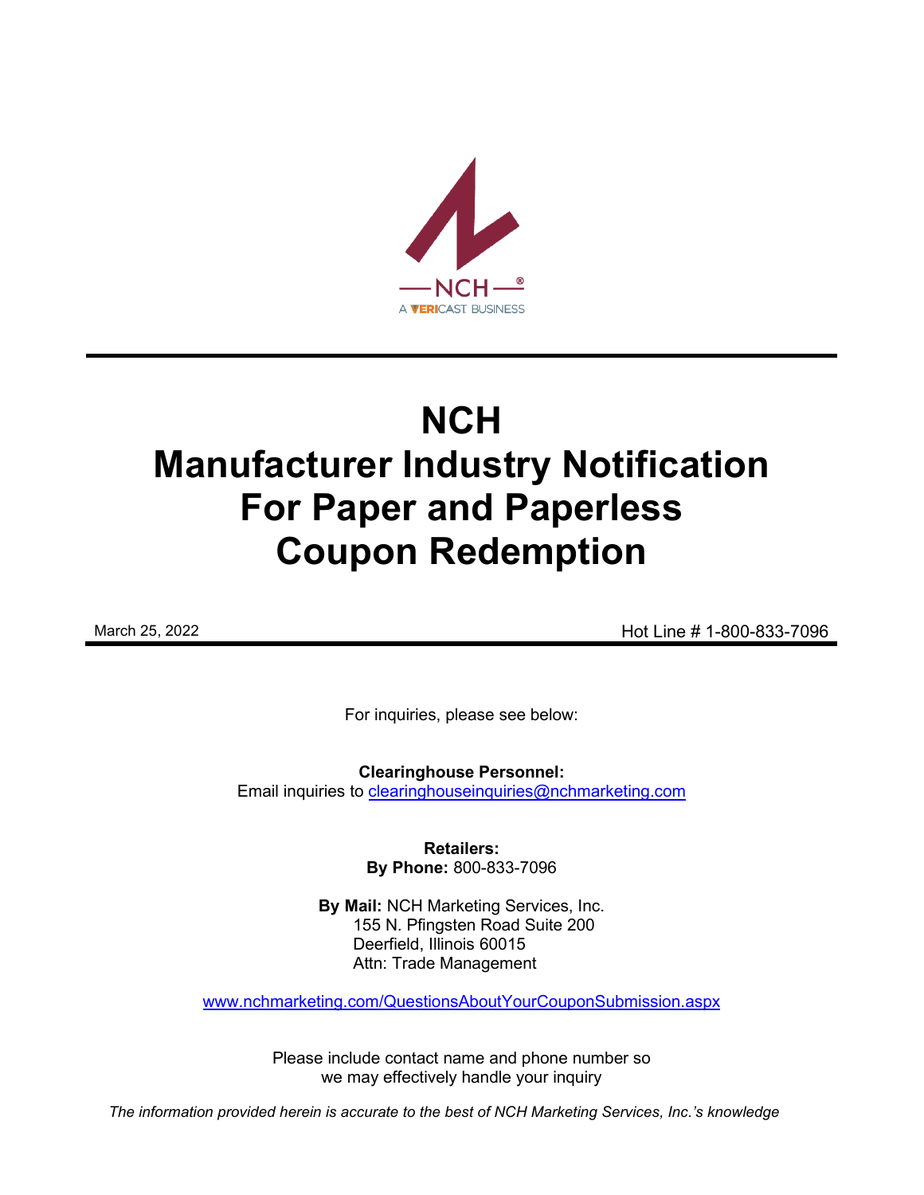NCH
A VERICAST BUSINESS

# NCH
# Manufacturer Industry Notification For Paper and Paperless Coupon Redemption

March 25, 2022 Hot Line # 1-800-833-7096

For inquiries, please see below:

**Clearinghouse Personnel:**
Email inquiries to clearinghouseinquiries@nchmarketing.com

**Retailers:**
**By Phone:** 800-833-7096

**By Mail:** NCH Marketing Services, Inc.
155 N. Pfingsten Road Suite 200
Deerfield, Illinois 60015
Attn: Trade Management

www.nchmarketing.com/QuestionsAboutYourCouponSubmission.aspx

Please include contact name and phone number so we may effectively handle your inquiry

*The information provided herein is accurate to the best of NCH Marketing Services, Inc.'s knowledge*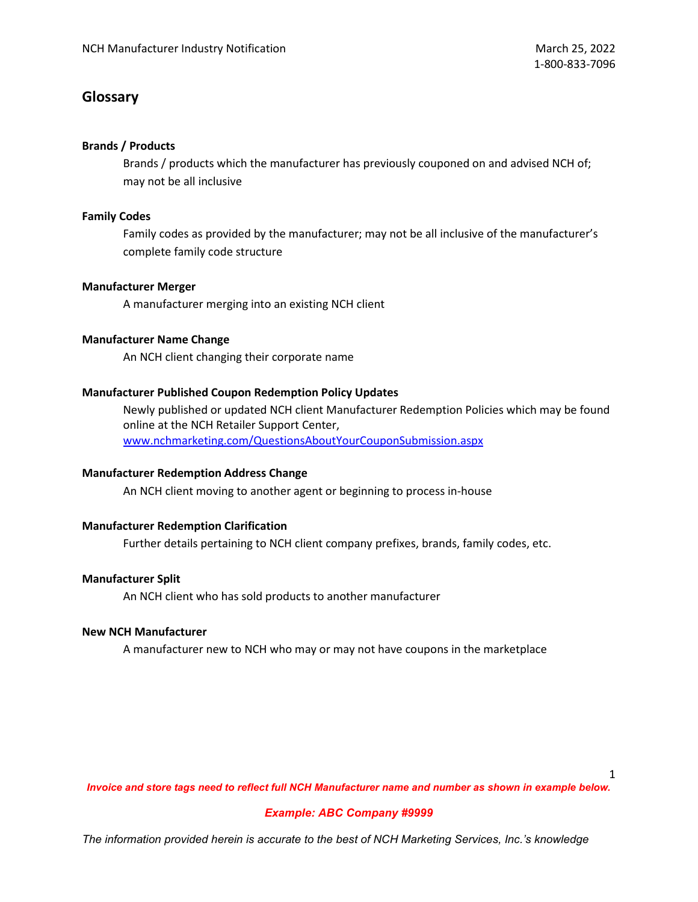## Glossary

**Brands / Products**

Brands / products which the manufacturer has previously couponed on and advised NCH of; may not be all inclusive

**Family Codes**

Family codes as provided by the manufacturer; may not be all inclusive of the manufacturer's complete family code structure

**Manufacturer Merger**

A manufacturer merging into an existing NCH client

**Manufacturer Name Change**

An NCH client changing their corporate name

**Manufacturer Published Coupon Redemption Policy Updates**

Newly published or updated NCH client Manufacturer Redemption Policies which may be found online at the NCH Retailer Support Center, [www.nchmarketing.com/QuestionsAboutYourCouponSubmission.aspx](www.nchmarketing.com/QuestionsAboutYourCouponSubmission.aspx)

**Manufacturer Redemption Address Change**

An NCH client moving to another agent or beginning to process in-house

**Manufacturer Redemption Clarification**

Further details pertaining to NCH client company prefixes, brands, family codes, etc.

**Manufacturer Split**

An NCH client who has sold products to another manufacturer

**New NCH Manufacturer**

A manufacturer new to NCH who may or may not have coupons in the marketplace

***Invoice and store tags need to reflect full NCH Manufacturer name and number as shown in example below.***

***Example: ABC Company #9999***

*The information provided herein is accurate to the best of NCH Marketing Services, Inc.'s knowledge*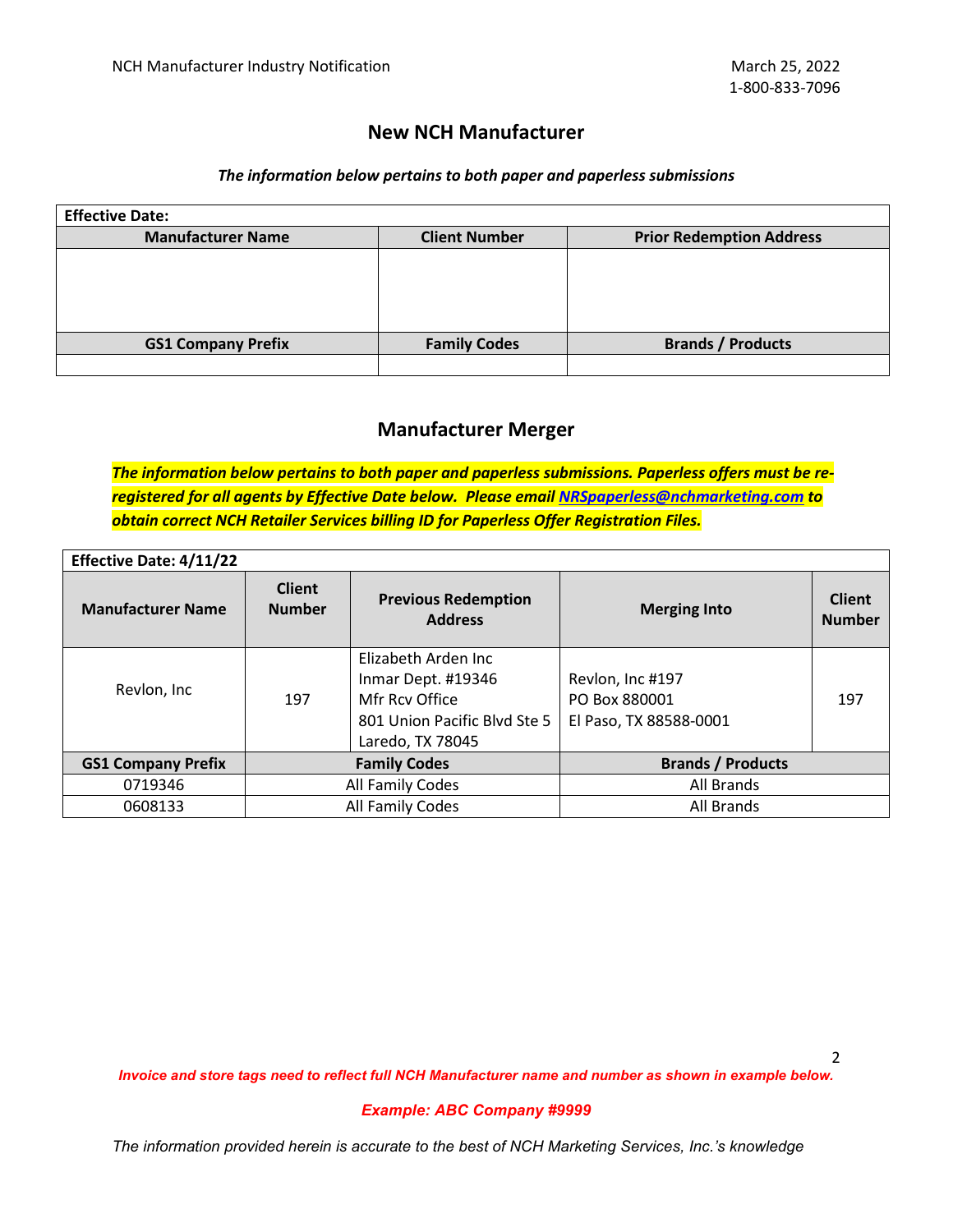## New NCH Manufacturer

***The information below pertains to both paper and paperless submissions***

| **Effective Date:** | | |
|---|---|---|
| **Manufacturer Name** | **Client Number** | **Prior Redemption Address** |
| | | |
| **GS1 Company Prefix** | **Family Codes** | **Brands / Products** |
| | | |

## Manufacturer Merger

***The information below pertains to both paper and paperless submissions. Paperless offers must be re-registered for all agents by Effective Date below. Please email [NRSpaperless@nchmarketing.com](mailto:NRSpaperless@nchmarketing.com) to obtain correct NCH Retailer Services billing ID for Paperless Offer Registration Files.***

| **Effective Date: 4/11/22** | | | | |
|---|---|---|---|---|
| **Manufacturer Name** | **Client Number** | **Previous Redemption Address** | **Merging Into** | **Client Number** |
| Revlon, Inc | 197 | Elizabeth Arden Inc<br>Inmar Dept. #19346<br>Mfr Rcv Office<br>801 Union Pacific Blvd Ste 5<br>Laredo, TX 78045 | Revlon, Inc #197<br>PO Box 880001<br>El Paso, TX 88588-0001 | 197 |
| **GS1 Company Prefix** | **Family Codes** | | **Brands / Products** | |
| 0719346 | All Family Codes | | All Brands | |
| 0608133 | All Family Codes | | All Brands | |

***Invoice and store tags need to reflect full NCH Manufacturer name and number as shown in example below.***

***Example: ABC Company #9999***

*The information provided herein is accurate to the best of NCH Marketing Services, Inc.'s knowledge*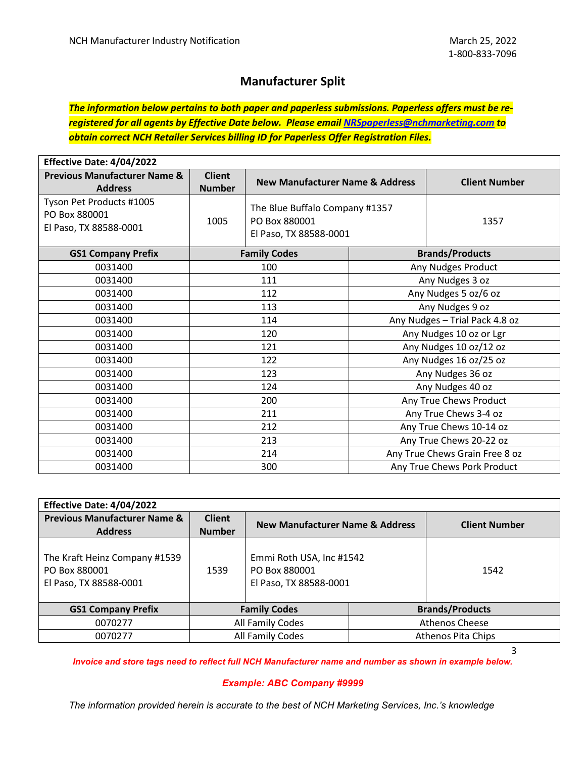# Manufacturer Split

***The information below pertains to both paper and paperless submissions. Paperless offers must be re-registered for all agents by Effective Date below. Please email [NRSpaperless@nchmarketing.com](mailto:NRSpaperless@nchmarketing.com) to obtain correct NCH Retailer Services billing ID for Paperless Offer Registration Files.***

| **Effective Date: 4/04/2022** | | | |
|---|---|---|---|
| **Previous Manufacturer Name & Address** | **Client Number** | **New Manufacturer Name & Address** | **Client Number** |
| Tyson Pet Products #1005<br>PO Box 880001<br>El Paso, TX 88588-0001 | 1005 | The Blue Buffalo Company #1357<br>PO Box 880001<br>El Paso, TX 88588-0001 | 1357 |

| GS1 Company Prefix | Family Codes | Brands/Products |
|---|---|---|
| 0031400 | 100 | Any Nudges Product |
| 0031400 | 111 | Any Nudges 3 oz |
| 0031400 | 112 | Any Nudges 5 oz/6 oz |
| 0031400 | 113 | Any Nudges 9 oz |
| 0031400 | 114 | Any Nudges – Trial Pack 4.8 oz |
| 0031400 | 120 | Any Nudges 10 oz or Lgr |
| 0031400 | 121 | Any Nudges 10 oz/12 oz |
| 0031400 | 122 | Any Nudges 16 oz/25 oz |
| 0031400 | 123 | Any Nudges 36 oz |
| 0031400 | 124 | Any Nudges 40 oz |
| 0031400 | 200 | Any True Chews Product |
| 0031400 | 211 | Any True Chews 3-4 oz |
| 0031400 | 212 | Any True Chews 10-14 oz |
| 0031400 | 213 | Any True Chews 20-22 oz |
| 0031400 | 214 | Any True Chews Grain Free 8 oz |
| 0031400 | 300 | Any True Chews Pork Product |

| **Effective Date: 4/04/2022** | | | |
|---|---|---|---|
| **Previous Manufacturer Name & Address** | **Client Number** | **New Manufacturer Name & Address** | **Client Number** |
| The Kraft Heinz Company #1539<br>PO Box 880001<br>El Paso, TX 88588-0001 | 1539 | Emmi Roth USA, Inc #1542<br>PO Box 880001<br>El Paso, TX 88588-0001 | 1542 |

| GS1 Company Prefix | Family Codes | Brands/Products |
|---|---|---|
| 0070277 | All Family Codes | Athenos Cheese |
| 0070277 | All Family Codes | Athenos Pita Chips |

***Invoice and store tags need to reflect full NCH Manufacturer name and number as shown in example below.***

***Example: ABC Company #9999***

*The information provided herein is accurate to the best of NCH Marketing Services, Inc.'s knowledge*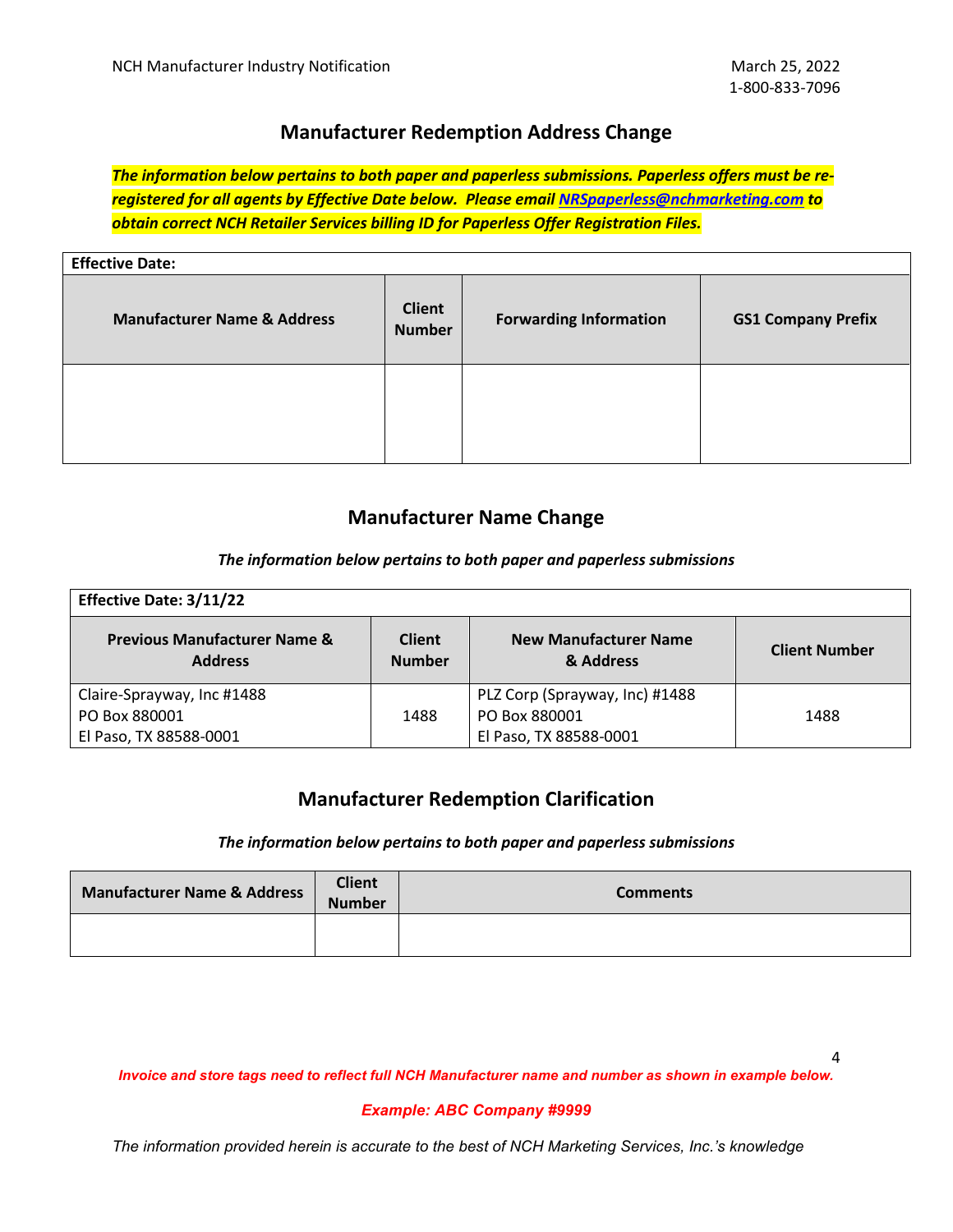## Manufacturer Redemption Address Change

***The information below pertains to both paper and paperless submissions. Paperless offers must be re-registered for all agents by Effective Date below. Please email [NRSpaperless@nchmarketing.com](mailto:NRSpaperless@nchmarketing.com) to obtain correct NCH Retailer Services billing ID for Paperless Offer Registration Files.***

| **Effective Date:** | | | |
|---|---|---|---|
| **Manufacturer Name & Address** | **Client Number** | **Forwarding Information** | **GS1 Company Prefix** |
| | | | |

## Manufacturer Name Change

*The information below pertains to both paper and paperless submissions*

| **Effective Date: 3/11/22** | | | |
|---|---|---|---|
| **Previous Manufacturer Name & Address** | **Client Number** | **New Manufacturer Name & Address** | **Client Number** |
| Claire-Sprayway, Inc #1488<br>PO Box 880001<br>El Paso, TX 88588-0001 | 1488 | PLZ Corp (Sprayway, Inc) #1488<br>PO Box 880001<br>El Paso, TX 88588-0001 | 1488 |

## Manufacturer Redemption Clarification

*The information below pertains to both paper and paperless submissions*

| Manufacturer Name & Address | Client Number | Comments |
|---|---|---|
| | | |

***Invoice and store tags need to reflect full NCH Manufacturer name and number as shown in example below.***

***Example: ABC Company #9999***

*The information provided herein is accurate to the best of NCH Marketing Services, Inc.'s knowledge*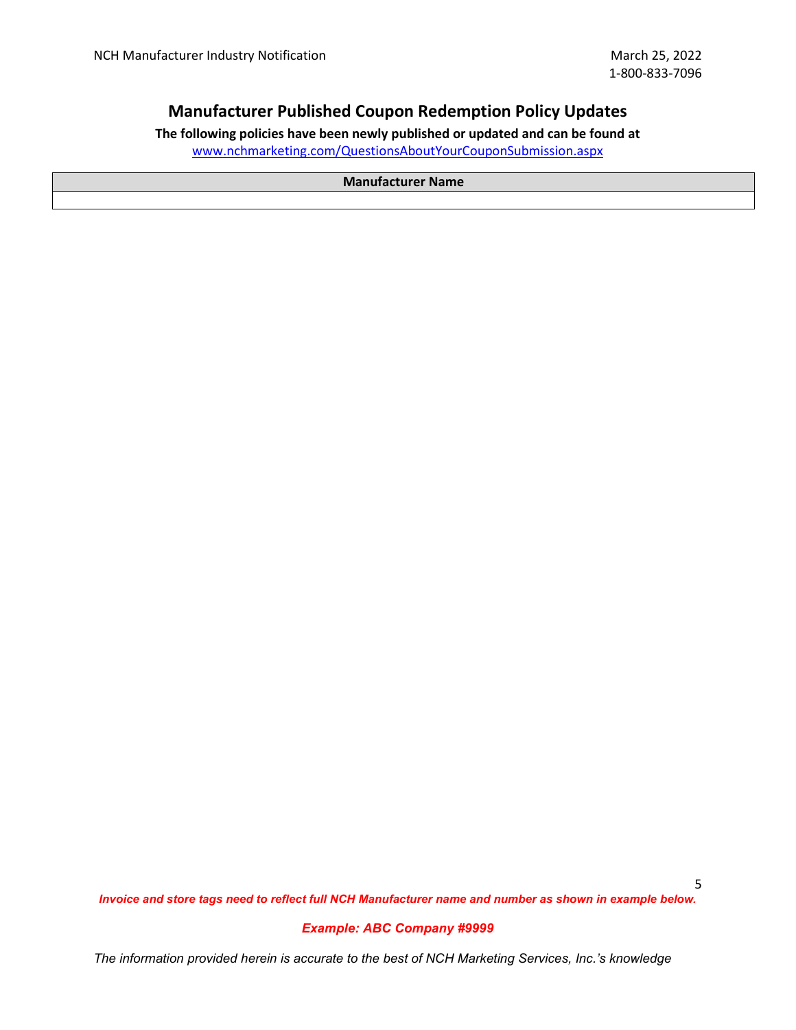## Manufacturer Published Coupon Redemption Policy Updates

**The following policies have been newly published or updated and can be found at**
[www.nchmarketing.com/QuestionsAboutYourCouponSubmission.aspx](www.nchmarketing.com/QuestionsAboutYourCouponSubmission.aspx)

| Manufacturer Name |
|---|
| |

***Invoice and store tags need to reflect full NCH Manufacturer name and number as shown in example below.***

***Example: ABC Company #9999***

*The information provided herein is accurate to the best of NCH Marketing Services, Inc.'s knowledge*